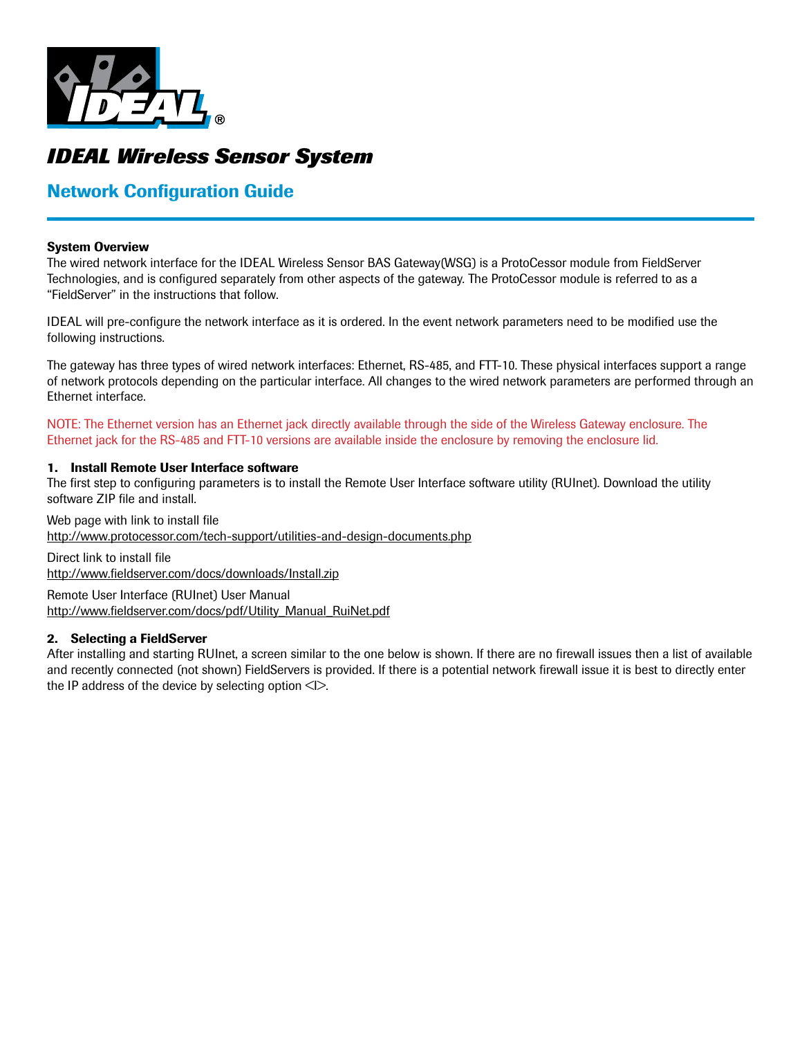# IDEAL Wireless Sensor System

## Network Configuration Guide

### System Overview

The wired network interface for the IDEAL Wireless Sensor BAS Gateway(WSG) is a ProtoCessor module from FieldServer Technologies, and is configured separately from other aspects of the gateway. The ProtoCessor module is referred to as a "FieldServer" in the instructions that follow.

IDEAL will pre-configure the network interface as it is ordered. In the event network parameters need to be modified use the following instructions.

The gateway has three types of wired network interfaces: Ethernet, RS-485, and FTT-10. These physical interfaces support a range of network protocols depending on the particular interface. All changes to the wired network parameters are performed through an Ethernet interface.

NOTE: The Ethernet version has an Ethernet jack directly available through the side of the Wireless Gateway enclosure. The Ethernet jack for the RS-485 and FTT-10 versions are available inside the enclosure by removing the enclosure lid.

### 1. Install Remote User Interface software

The first step to configuring parameters is to install the Remote User Interface software utility (RUInet). Download the utility software ZIP file and install.

Web page with link to install file
http://www.protocessor.com/tech-support/utilities-and-design-documents.php

Direct link to install file
http://www.fieldserver.com/docs/downloads/Install.zip

Remote User Interface (RUInet) User Manual
http://www.fieldserver.com/docs/pdf/Utility_Manual_RuiNet.pdf

### 2. Selecting a FieldServer

After installing and starting RUInet, a screen similar to the one below is shown. If there are no firewall issues then a list of available and recently connected (not shown) FieldServers is provided. If there is a potential network firewall issue it is best to directly enter the IP address of the device by selecting option <I>.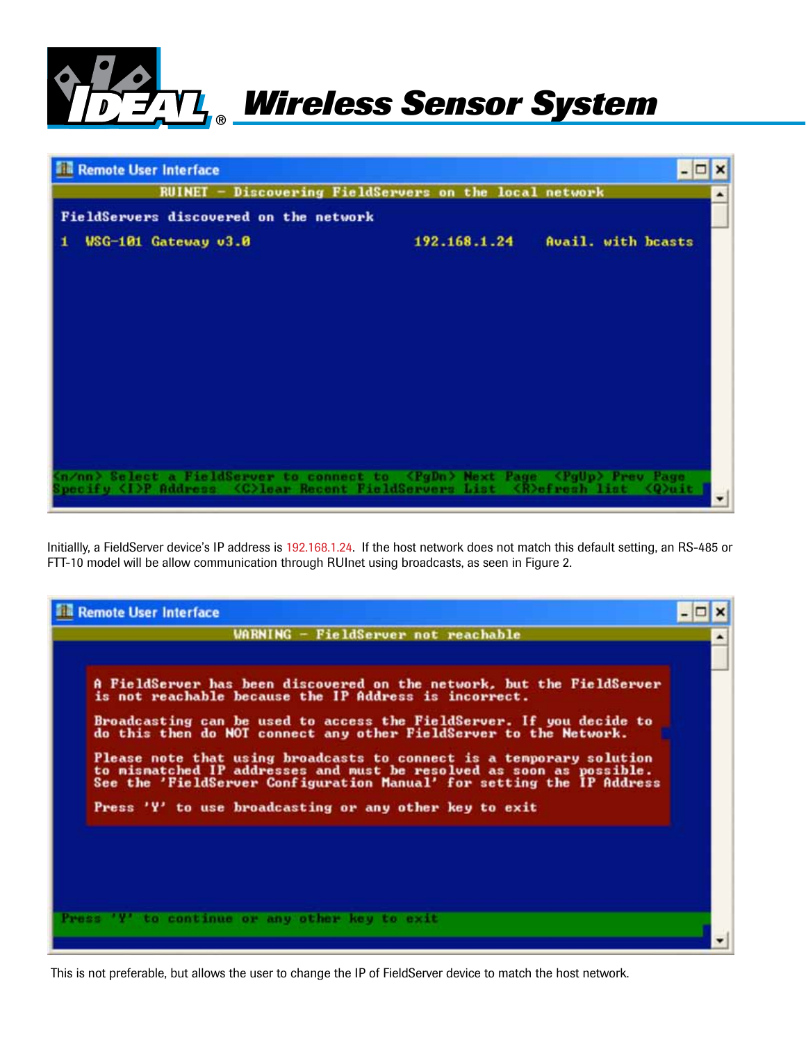Remote User Interface

```
RUINET - Discovering FieldServers on the local network

FieldServers discovered on the network
1  WSG-101 Gateway v3.0                192.168.1.24    Avail. with bcasts

<n/nn> Select a FieldServer to connect to  <PgDn> Next Page  <PgUp> Prev Page
Specify <I>P Address  <C>lear Recent FieldServers List  <R>efresh list  <Q>uit
```

Initiallly, a FieldServer device's IP address is 192.168.1.24. If the host network does not match this default setting, an RS-485 or FTT-10 model will be allow communication through RUInet using broadcasts, as seen in Figure 2.

Remote User Interface

```
WARNING - FieldServer not reachable

A FieldServer has been discovered on the network, but the FieldServer
is not reachable because the IP Address is incorrect.

Broadcasting can be used to access the FieldServer. If you decide to
do this then do NOT connect any other FieldServer to the Network.

Please note that using broadcasts to connect is a temporary solution
to mismatched IP addresses and must be resolved as soon as possible.
See the 'FieldServer Configuration Manual' for setting the IP Address

Press 'Y' to use broadcasting or any other key to exit

Press 'Y' to continue or any other key to exit
```

This is not preferable, but allows the user to change the IP of FieldServer device to match the host network.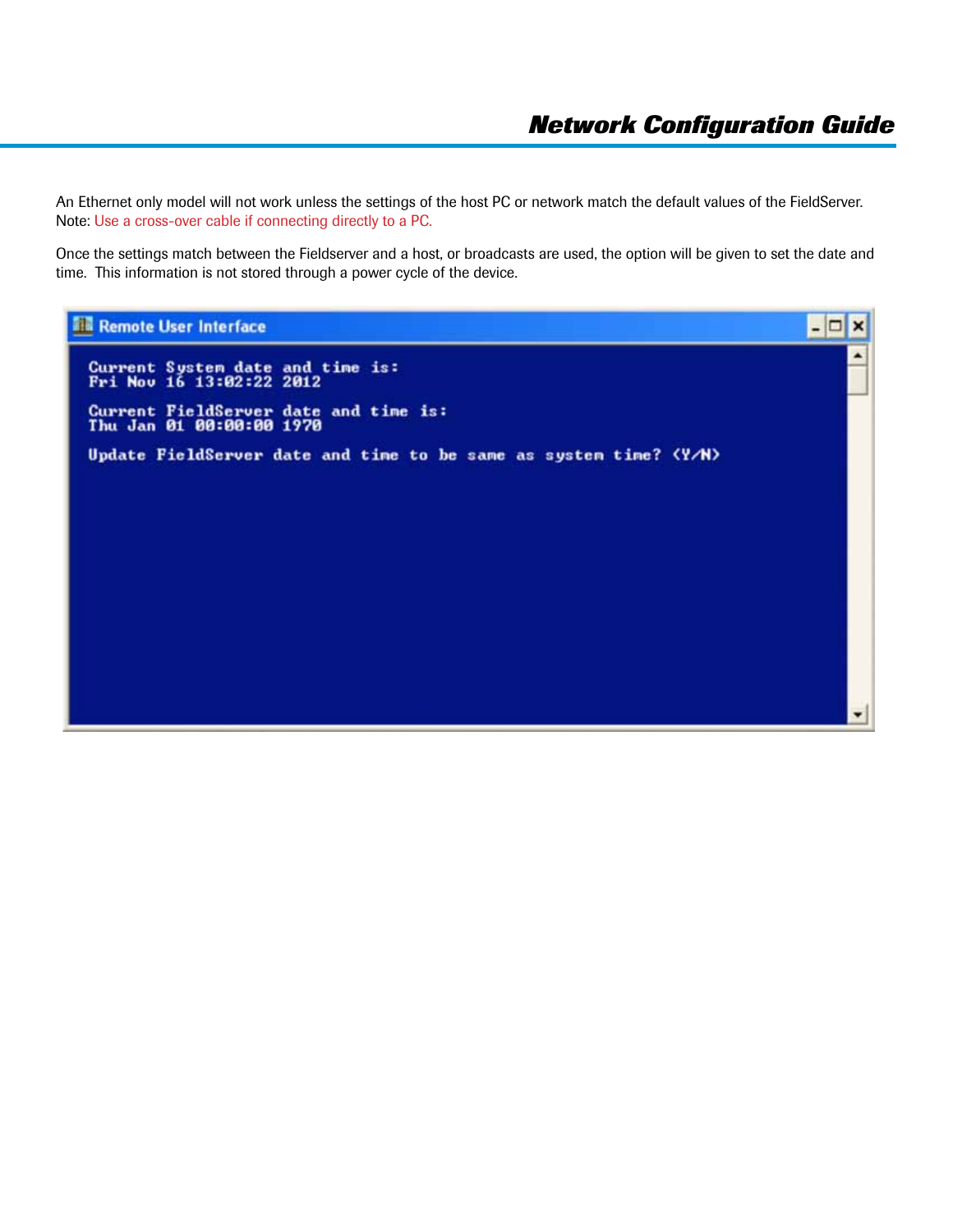An Ethernet only model will not work unless the settings of the host PC or network match the default values of the FieldServer.
Note: Use a cross-over cable if connecting directly to a PC.

Once the settings match between the Fieldserver and a host, or broadcasts are used, the option will be given to set the date and time. This information is not stored through a power cycle of the device.

```
Remote User Interface

Current System date and time is:
Fri Nov 16 13:02:22 2012

Current FieldServer date and time is:
Thu Jan 01 00:00:00 1970

Update FieldServer date and time to be same as system time? (Y/N)
```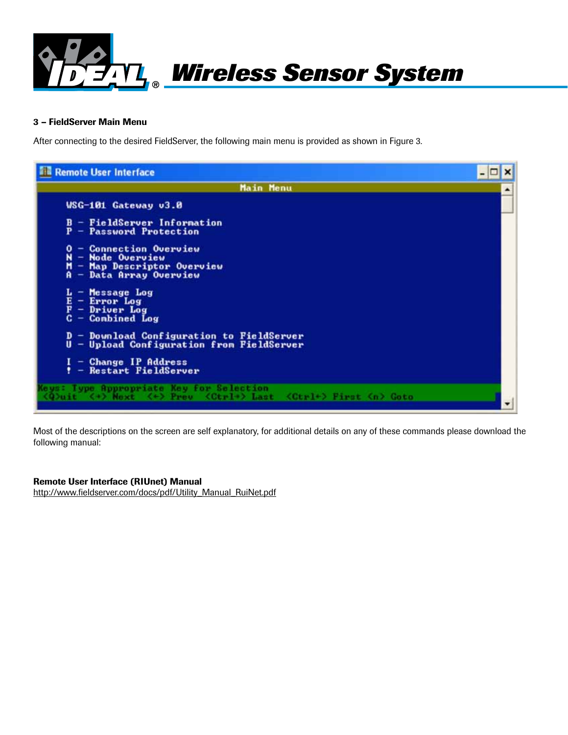### 3 – FieldServer Main Menu

After connecting to the desired FieldServer, the following main menu is provided as shown in Figure 3.

```
Remote User Interface
                         Main Menu

   WSG-101 Gateway v3.0

   B - FieldServer Information
   P - Password Protection

   O - Connection Overview
   N - Node Overview
   M - Map Descriptor Overview
   A - Data Array Overview

   L - Message Log
   E - Error Log
   F - Driver Log
   C - Combined Log

   D - Download Configuration to FieldServer
   U - Upload Configuration from FieldServer

   I - Change IP Address
   ! - Restart FieldServer

Keys: Type Appropriate Key For Selection
 <Q>uit  <+> Next  <-> Prev  <Ctrl+> Last  <Ctrl-> First <n> Goto
```

Most of the descriptions on the screen are self explanatory, for additional details on any of these commands please download the following manual:

**Remote User Interface (RIUnet) Manual**
http://www.fieldserver.com/docs/pdf/Utility_Manual_RuiNet.pdf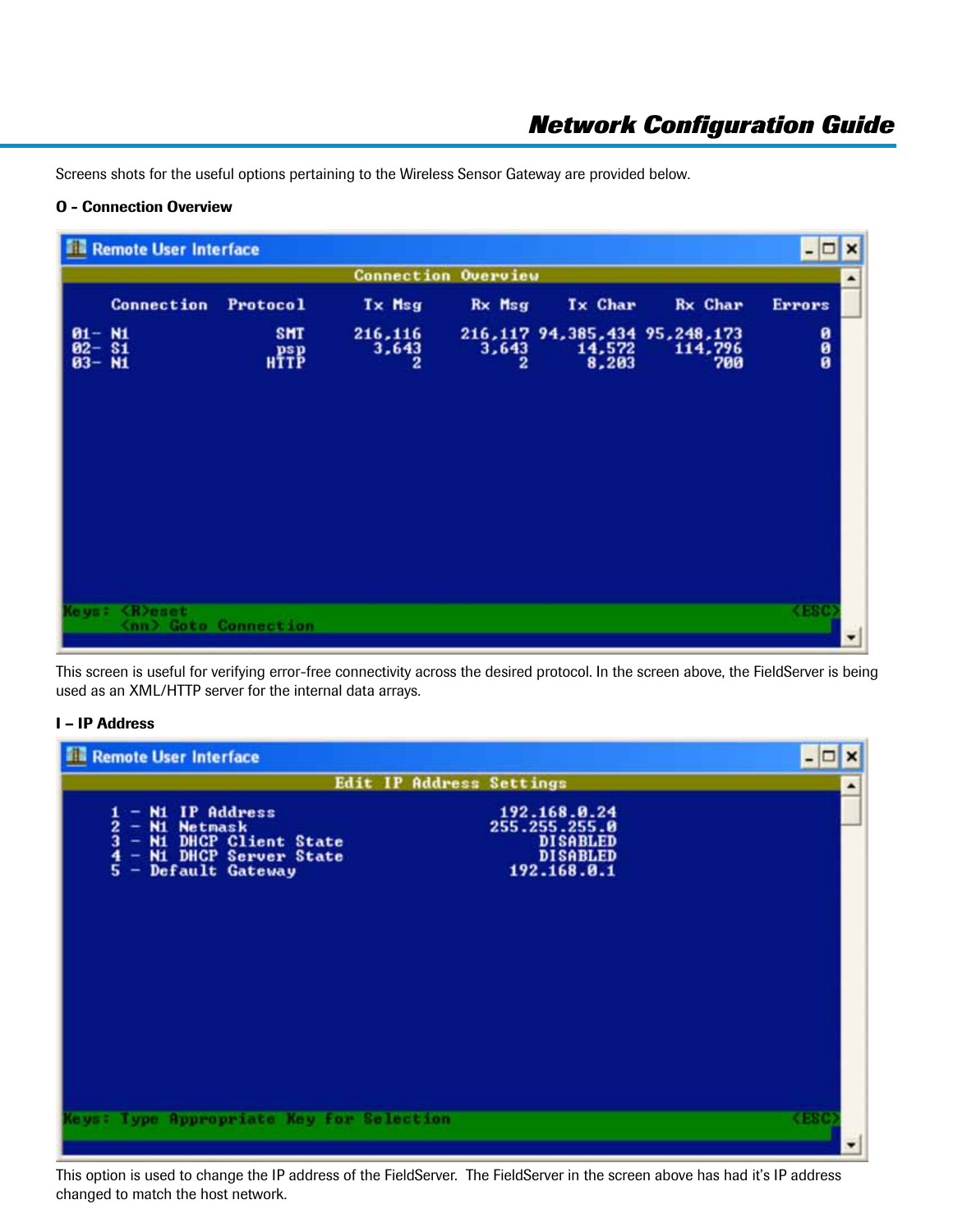Screens shots for the useful options pertaining to the Wireless Sensor Gateway are provided below.

**O - Connection Overview**

```
Remote User Interface
                         Connection Overview

   Connection  Protocol     Tx Msg     Rx Msg     Tx Char     Rx Char     Errors

01- N1             SMT      216,116    216,117  94,385,434  95,248,173        0
02- S1             psp        3,643      3,643      14,572     114,796        0
03- N1            HTTP            2          2       8,203         700        0

Keys: <R>eset                                                              <ESC>
      <nn> Goto Connection
```

This screen is useful for verifying error-free connectivity across the desired protocol. In the screen above, the FieldServer is being used as an XML/HTTP server for the internal data arrays.

**I – IP Address**

```
Remote User Interface
                       Edit IP Address Settings

    1 - N1 IP Address                      192.168.0.24
    2 - N1 Netmask                        255.255.255.0
    3 - N1 DHCP Client State                   DISABLED
    4 - N1 DHCP Server State                   DISABLED
    5 - Default Gateway                     192.168.0.1

Keys: Type Appropriate Key for Selection                                   <ESC>
```

This option is used to change the IP address of the FieldServer. The FieldServer in the screen above has had it's IP address changed to match the host network.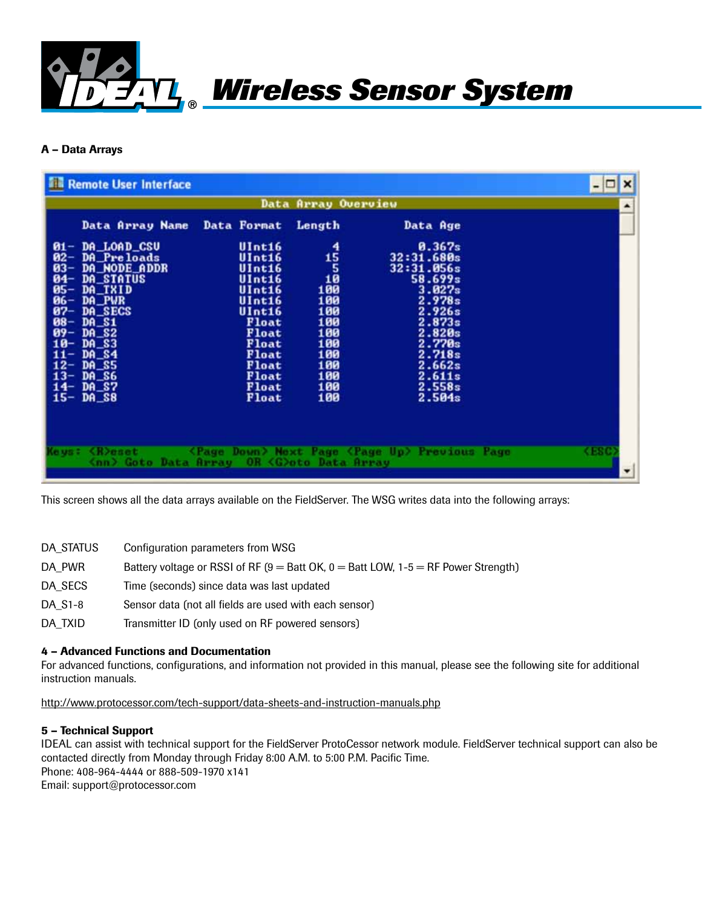**A – Data Arrays**

```
Remote User Interface
                         Data Array Overview

    Data Array Name   Data Format  Length        Data Age

01- DA_LOAD_CSV          UInt16      4            0.367s
02- DA_Preloads          UInt16     15        32:31.680s
03- DA_NODE_ADDR         UInt16      5        32:31.056s
04- DA_STATUS            UInt16     10           58.699s
05- DA_TXID              UInt16    100            3.027s
06- DA_PWR               UInt16    100            2.978s
07- DA_SECS              UInt16    100            2.926s
08- DA_S1                 Float    100            2.873s
09- DA_S2                 Float    100            2.820s
10- DA_S3                 Float    100            2.770s
11- DA_S4                 Float    100            2.718s
12- DA_S5                 Float    100            2.662s
13- DA_S6                 Float    100            2.611s
14- DA_S7                 Float    100            2.558s
15- DA_S8                 Float    100            2.504s

Keys: <R>eset          <Page Down> Next Page <Page Up> Previous Page      <ESC>
      <nn> Goto Data Array  OR <G>oto Data Array
```

This screen shows all the data arrays available on the FieldServer. The WSG writes data into the following arrays:

| | |
|---|---|
| DA_STATUS | Configuration parameters from WSG |
| DA_PWR | Battery voltage or RSSI of RF (9 = Batt OK, 0 = Batt LOW, 1-5 = RF Power Strength) |
| DA_SECS | Time (seconds) since data was last updated |
| DA_S1-8 | Sensor data (not all fields are used with each sensor) |
| DA_TXID | Transmitter ID (only used on RF powered sensors) |

**4 – Advanced Functions and Documentation**

For advanced functions, configurations, and information not provided in this manual, please see the following site for additional instruction manuals.

http://www.protocessor.com/tech-support/data-sheets-and-instruction-manuals.php

**5 – Technical Support**

IDEAL can assist with technical support for the FieldServer ProtoCessor network module. FieldServer technical support can also be contacted directly from Monday through Friday 8:00 A.M. to 5:00 P.M. Pacific Time.
Phone: 408-964-4444 or 888-509-1970 x141
Email: support@protocessor.com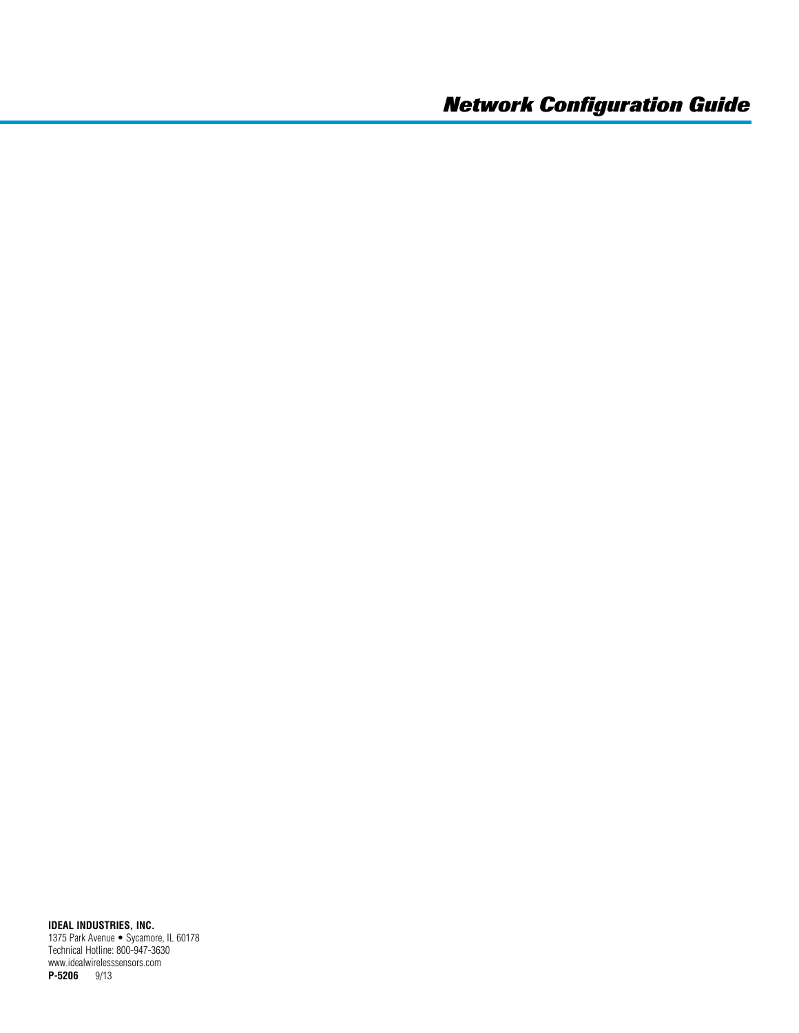*Network Configuration Guide*

**IDEAL INDUSTRIES, INC.**
1375 Park Avenue • Sycamore, IL 60178
Technical Hotline: 800-947-3630
www.idealwirelesssensors.com
**P-5206** 9/13